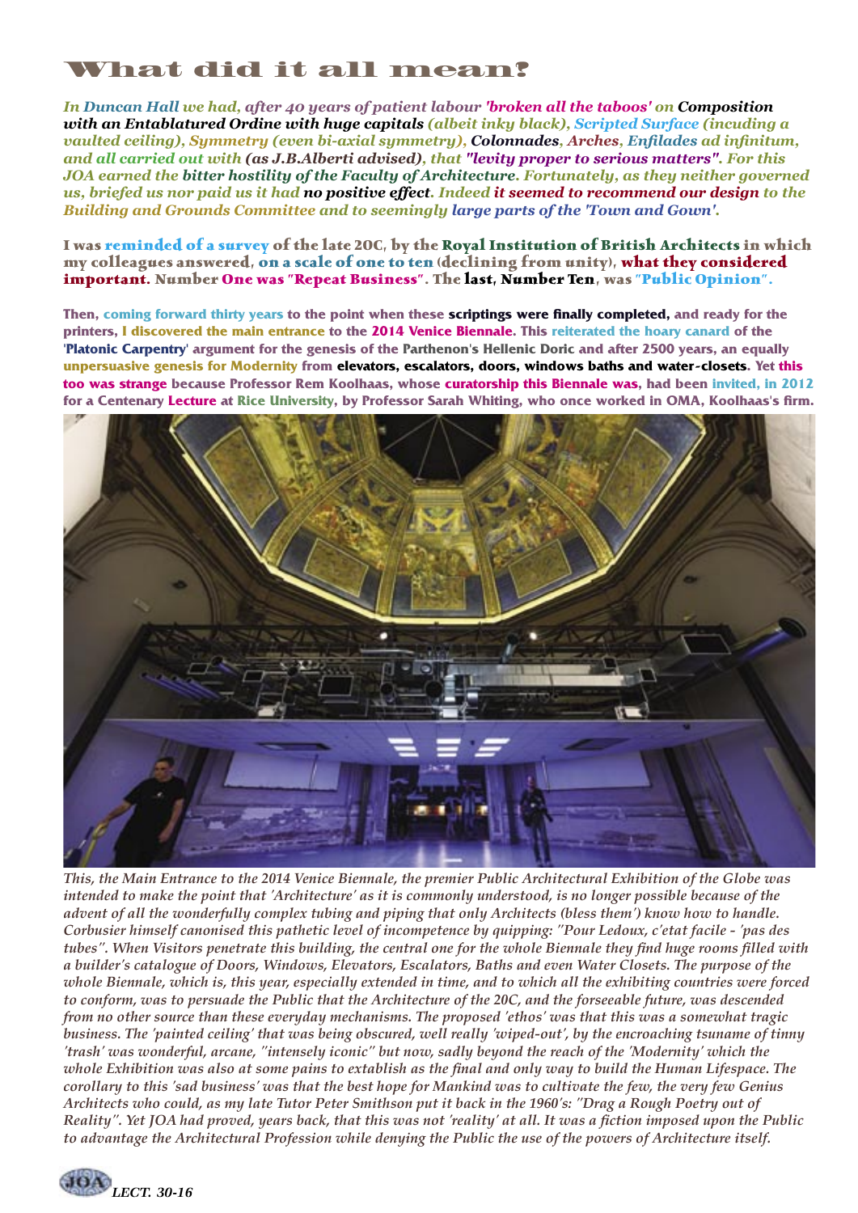# What did it all mean?

*In Duncan Hall we had, after 40 years of patient labour 'broken all the taboos' on **Composition with an Entablatured Ordine with huge capitals** (albeit inky black), Scripted Surface (incuding a vaulted ceiling), Symmetry (even bi-axial symmetry), **Colonnades**, Arches, Enfilades ad infinitum, and all carried out with **(as J.B.Alberti advised)**, that "levity proper to serious matters". For this JOA earned the **bitter hostility of the Faculty of Architecture**. Fortunately, as they neither governed us, briefed us nor paid us it had **no positive effect**. Indeed it seemed to recommend our design to the Building and Grounds Committee and to seemingly large parts of the 'Town and Gown'.*

**I was reminded of a survey of the late 20C, by the Royal Institution of British Architects in which my colleagues answered, on a scale of one to ten (declining from unity), what they considered important. Number One was "Repeat Business". The last, Number Ten, was "Public Opinion".**

**Then, coming forward thirty years to the point when these scriptings were finally completed, and ready for the printers, I discovered the main entrance to the 2014 Venice Bienniale. This reiterated the hoary canard of the 'Platonic Carpentry' argument for the genesis of the Parthenon's Hellenic Doric and after 2500 years, an equally unpersuasive genesis for Modernity from elevators, escalators, doors, windows baths and water-closets. Yet this too was strange because Professor Rem Koolhaas, whose curatorship this Biennale was, had been invited, in 2012 for a Centenary Lecture at Rice University, by Professor Sarah Whiting, who once worked in OMA, Koolhaas's firm.**

*This, the Main Entrance to the 2014 Venice Biennale, the premier Public Architectural Exhibition of the Globe was intended to make the point that 'Architecture' as it is commonly understood, is no longer possible because of the advent of all the wonderfully complex tubing and piping that only Architects (bless them') know how to handle. Corbusier himself canonised this pathetic level of incompetence by quipping: "Pour Ledoux, c'etat facile - 'pas des tubes". When Visitors penetrate this building, the central one for the whole Biennale they find huge rooms filled with a builder's catalogue of Doors, Windows, Elevators, Escalators, Baths and even Water Closets. The purpose of the whole Biennale, which is, this year, especially extended in time, and to which all the exhibiting countries were forced to conform, was to persuade the Public that the Architecture of the 20C, and the forseeable future, was descended from no other source than these everyday mechanisms. The proposed 'ethos' was that this was a somewhat tragic business. The 'painted ceiling' that was being obscured, well really 'wiped-out', by the encroaching tsuname of tinny 'trash' was wonderful, arcane, "intensely iconic" but now, sadly beyond the reach of the 'Modernity' which the whole Exhibition was also at some pains to extablish as the final and only way to build the Human Lifespace. The corollary to this 'sad business' was that the best hope for Mankind was to cultivate the few, the very few Genius Architects who could, as my late Tutor Peter Smithson put it back in the 1960's: "Drag a Rough Poetry out of Reality". Yet JOA had proved, years back, that this was not 'reality' at all. It was a fiction imposed upon the Public to advantage the Architectural Profession while denying the Public the use of the powers of Architecture itself.*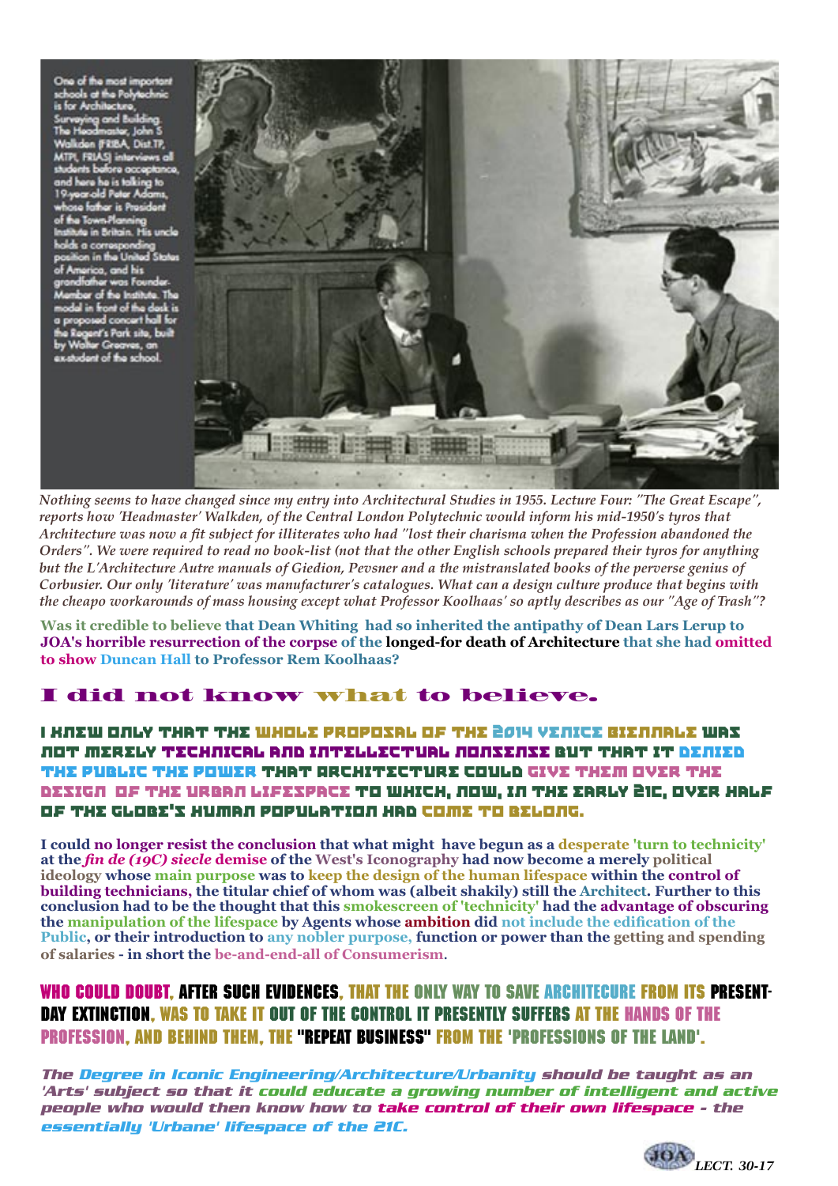One of the most important schools at the Polytechnic is for Architecture, Surveying and Building. The Headmaster, John S Walkden (FRIBA, Dist.TP, MTPI, FRIAS) interviews all students before acceptance, and here he is talking to 19-year-old Peter Adams, whose father is President of the Town-Planning Institute in Britain. His uncle holds a corresponding position in the United States of America, and his grandfather was Founder-Member of the Institute. The model in front of the desk is a proposed concert hall for the Regent's Park site, built by Walter Greaves, an ex-student of the school.

*Nothing seems to have changed since my entry into Architectural Studies in 1955. Lecture Four: "The Great Escape", reports how 'Headmaster' Walkden, of the Central London Polytechnic would inform his mid-1950's tyros that Architecture was now a fit subject for illiterates who had "lost their charisma when the Profession abandoned the Orders". We were required to read no book-list (not that the other English schools prepared their tyros for anything but the L'Architecture Autre manuals of Giedion, Pevsner and a the mistranslated books of the perverse genius of Corbusier. Our only 'literature' was manufacturer's catalogues. What can a design culture produce that begins with the cheapo workarounds of mass housing except what Professor Koolhaas' so aptly describes as our "Age of Trash"?*

**Was it credible to believe that Dean Whiting had so inherited the antipathy of Dean Lars Lerup to JOA's horrible resurrection of the corpse of the longed-for death of Architecture that she had omitted to show Duncan Hall to Professor Rem Koolhaas?**

## I did not know what to believe.

**I KNEW ONLY THAT THE WHOLE PROPOSAL OF THE 2014 VENICE BIENNALE WAS NOT MERELY TECHNICAL AND INTELLECTUAL NONSENSE BUT THAT IT DENIED THE PUBLIC THE POWER THAT ARCHITECTURE COULD GIVE THEM OVER THE DESIGN OF THE URBAN LIFESPACE TO WHICH, NOW, IN THE EARLY 21C, OVER HALF OF THE GLOBE'S HUMAN POPULATION HAD COME TO BELONG.**

**I could no longer resist the conclusion that what might have begun as a desperate 'turn to technicity' at the *fin de (19C) siecle* demise of the West's Iconography had now become a merely political ideology whose main purpose was to keep the design of the human lifespace within the control of building technicians, the titular chief of whom was (albeit shakily) still the Architect. Further to this conclusion had to be the thought that this smokescreen of 'technicity' had the advantage of obscuring the manipulation of the lifespace by Agents whose ambition did not include the edification of the Public, or their introduction to any nobler purpose, function or power than the getting and spending of salaries - in short the be-and-end-all of Consumerism.**

**WHO COULD DOUBT, AFTER SUCH EVIDENCES, THAT THE ONLY WAY TO SAVE ARCHITECURE FROM ITS PRESENT-DAY EXTINCTION, WAS TO TAKE IT OUT OF THE CONTROL IT PRESENTLY SUFFERS AT THE HANDS OF THE PROFESSION, AND BEHIND THEM, THE "REPEAT BUSINESS" FROM THE 'PROFESSIONS OF THE LAND'.**

***The Degree in Iconic Engineering/Architecture/Urbanity should be taught as an 'Arts' subject so that it could educate a growing number of intelligent and active people who would then know how to take control of their own lifespace - the essentially 'Urbane' lifespace of the 21C.***